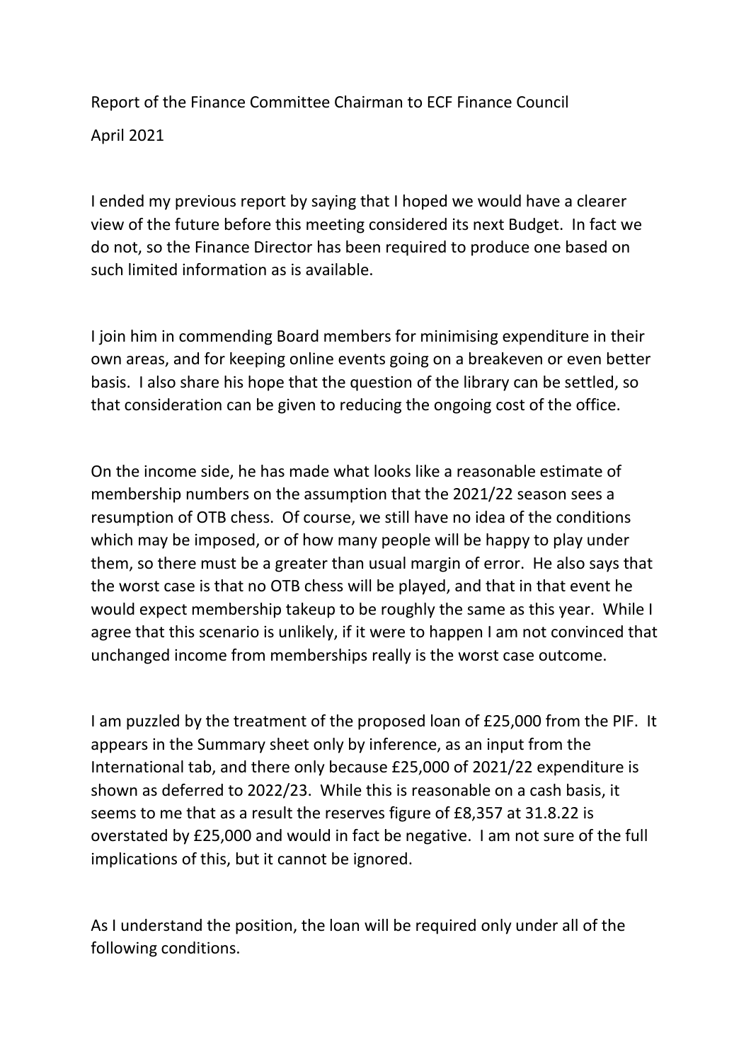Report of the Finance Committee Chairman to ECF Finance Council

April 2021

I ended my previous report by saying that I hoped we would have a clearer view of the future before this meeting considered its next Budget. In fact we do not, so the Finance Director has been required to produce one based on such limited information as is available.

I join him in commending Board members for minimising expenditure in their own areas, and for keeping online events going on a breakeven or even better basis. I also share his hope that the question of the library can be settled, so that consideration can be given to reducing the ongoing cost of the office.

On the income side, he has made what looks like a reasonable estimate of membership numbers on the assumption that the 2021/22 season sees a resumption of OTB chess. Of course, we still have no idea of the conditions which may be imposed, or of how many people will be happy to play under them, so there must be a greater than usual margin of error. He also says that the worst case is that no OTB chess will be played, and that in that event he would expect membership takeup to be roughly the same as this year. While I agree that this scenario is unlikely, if it were to happen I am not convinced that unchanged income from memberships really is the worst case outcome.

I am puzzled by the treatment of the proposed loan of £25,000 from the PIF. It appears in the Summary sheet only by inference, as an input from the International tab, and there only because £25,000 of 2021/22 expenditure is shown as deferred to 2022/23. While this is reasonable on a cash basis, it seems to me that as a result the reserves figure of £8,357 at 31.8.22 is overstated by £25,000 and would in fact be negative. I am not sure of the full implications of this, but it cannot be ignored.

As I understand the position, the loan will be required only under all of the following conditions.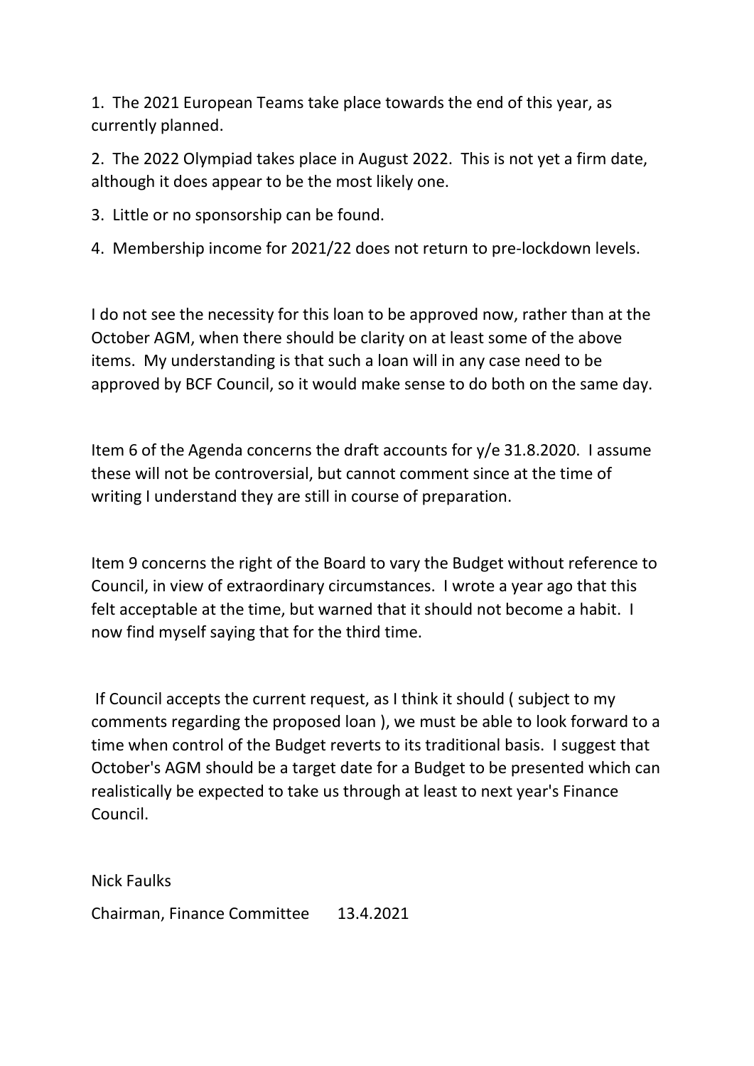1. The 2021 European Teams take place towards the end of this year, as currently planned.

2. The 2022 Olympiad takes place in August 2022. This is not yet a firm date, although it does appear to be the most likely one.

3. Little or no sponsorship can be found.

4. Membership income for 2021/22 does not return to pre-lockdown levels.

I do not see the necessity for this loan to be approved now, rather than at the October AGM, when there should be clarity on at least some of the above items. My understanding is that such a loan will in any case need to be approved by BCF Council, so it would make sense to do both on the same day.

Item 6 of the Agenda concerns the draft accounts for y/e 31.8.2020. I assume these will not be controversial, but cannot comment since at the time of writing I understand they are still in course of preparation.

Item 9 concerns the right of the Board to vary the Budget without reference to Council, in view of extraordinary circumstances. I wrote a year ago that this felt acceptable at the time, but warned that it should not become a habit. I now find myself saying that for the third time.

If Council accepts the current request, as I think it should ( subject to my comments regarding the proposed loan ), we must be able to look forward to a time when control of the Budget reverts to its traditional basis. I suggest that October's AGM should be a target date for a Budget to be presented which can realistically be expected to take us through at least to next year's Finance Council.

Nick Faulks

Chairman, Finance Committee 13.4.2021